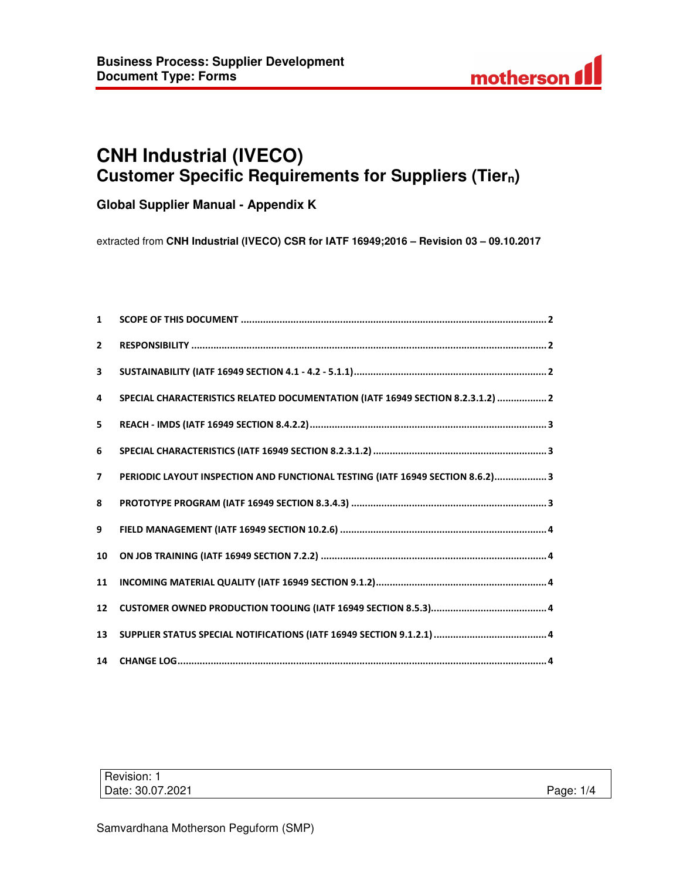# CNH Industrial (IVECO)
## Customer Specific Requirements for Suppliers (Tier$_n$)

### Global Supplier Manual - Appendix K

extracted from **CNH Industrial (IVECO) CSR for IATF 16949;2016 – Revision 03 – 09.10.2017**

1 SCOPE OF THIS DOCUMENT ........ 2

2 RESPONSIBILITY ........ 2

3 SUSTAINABILITY (IATF 16949 SECTION 4.1 - 4.2 - 5.1.1) ........ 2

4 SPECIAL CHARACTERISTICS RELATED DOCUMENTATION (IATF 16949 SECTION 8.2.3.1.2) ........ 2

5 REACH - IMDS (IATF 16949 SECTION 8.4.2.2) ........ 3

6 SPECIAL CHARACTERISTICS (IATF 16949 SECTION 8.2.3.1.2) ........ 3

7 PERIODIC LAYOUT INSPECTION AND FUNCTIONAL TESTING (IATF 16949 SECTION 8.6.2) ........ 3

8 PROTOTYPE PROGRAM (IATF 16949 SECTION 8.3.4.3) ........ 3

9 FIELD MANAGEMENT (IATF 16949 SECTION 10.2.6) ........ 4

10 ON JOB TRAINING (IATF 16949 SECTION 7.2.2) ........ 4

11 INCOMING MATERIAL QUALITY (IATF 16949 SECTION 9.1.2) ........ 4

12 CUSTOMER OWNED PRODUCTION TOOLING (IATF 16949 SECTION 8.5.3) ........ 4

13 SUPPLIER STATUS SPECIAL NOTIFICATIONS (IATF 16949 SECTION 9.1.2.1) ........ 4

14 CHANGE LOG ........ 4

Revision: 1
Date: 30.07.2021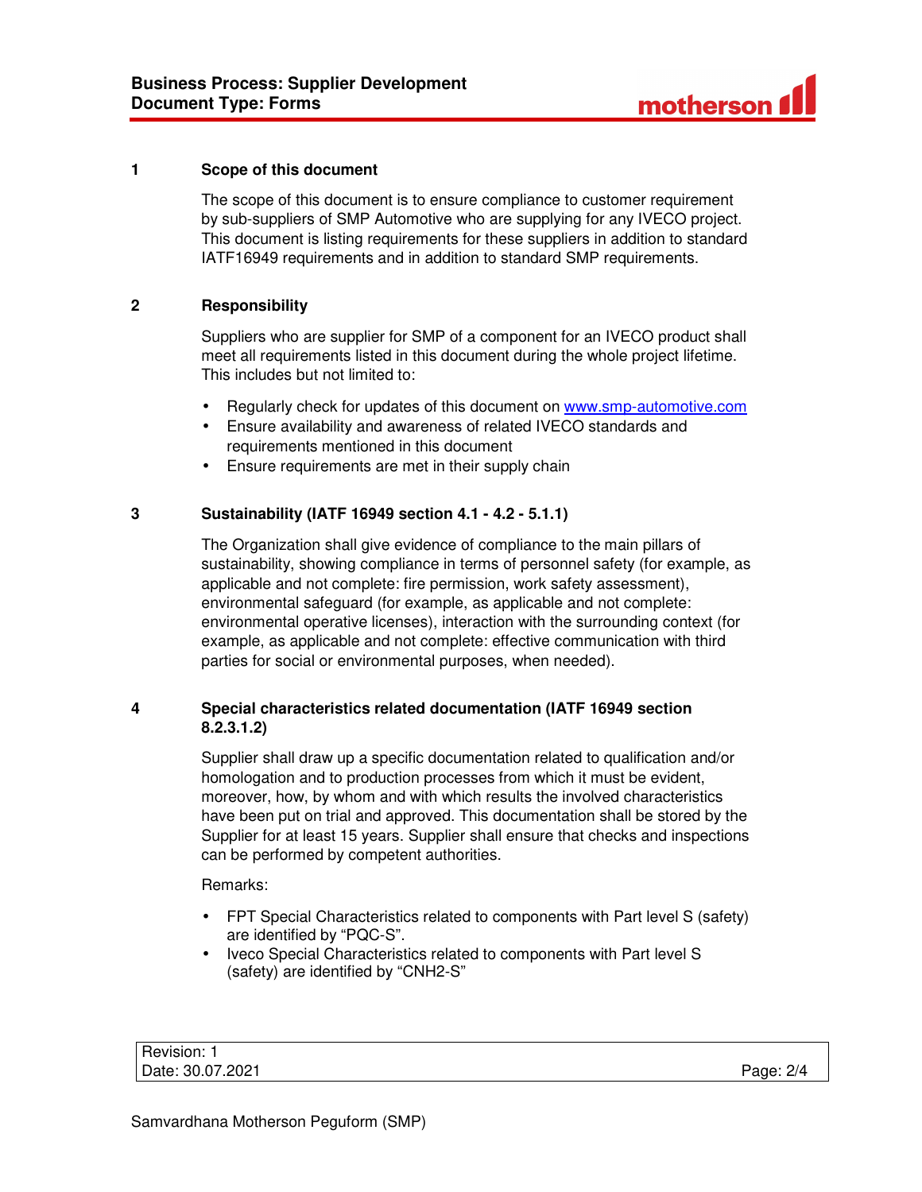## 1 Scope of this document

The scope of this document is to ensure compliance to customer requirement by sub-suppliers of SMP Automotive who are supplying for any IVECO project. This document is listing requirements for these suppliers in addition to standard IATF16949 requirements and in addition to standard SMP requirements.

## 2 Responsibility

Suppliers who are supplier for SMP of a component for an IVECO product shall meet all requirements listed in this document during the whole project lifetime. This includes but not limited to:

- Regularly check for updates of this document on www.smp-automotive.com
- Ensure availability and awareness of related IVECO standards and requirements mentioned in this document
- Ensure requirements are met in their supply chain

## 3 Sustainability (IATF 16949 section 4.1 - 4.2 - 5.1.1)

The Organization shall give evidence of compliance to the main pillars of sustainability, showing compliance in terms of personnel safety (for example, as applicable and not complete: fire permission, work safety assessment), environmental safeguard (for example, as applicable and not complete: environmental operative licenses), interaction with the surrounding context (for example, as applicable and not complete: effective communication with third parties for social or environmental purposes, when needed).

## 4 Special characteristics related documentation (IATF 16949 section 8.2.3.1.2)

Supplier shall draw up a specific documentation related to qualification and/or homologation and to production processes from which it must be evident, moreover, how, by whom and with which results the involved characteristics have been put on trial and approved. This documentation shall be stored by the Supplier for at least 15 years. Supplier shall ensure that checks and inspections can be performed by competent authorities.

Remarks:

- FPT Special Characteristics related to components with Part level S (safety) are identified by "PQC-S".
- Iveco Special Characteristics related to components with Part level S (safety) are identified by "CNH2-S"

| Revision: 1 | |
|---|---|
| Date: 30.07.2021 | |

Samvardhana Motherson Peguform (SMP)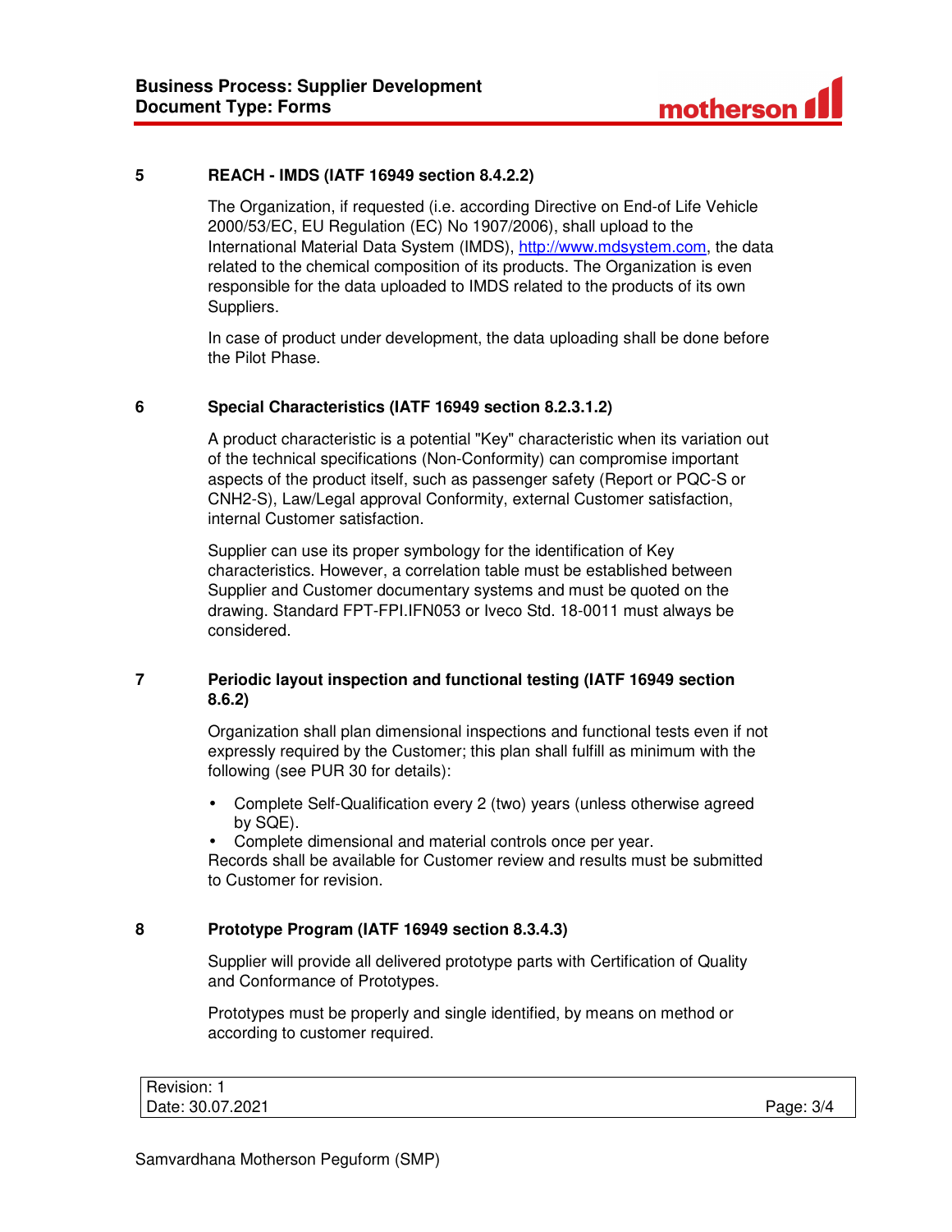## 5 REACH - IMDS (IATF 16949 section 8.4.2.2)

The Organization, if requested (i.e. according Directive on End-of Life Vehicle 2000/53/EC, EU Regulation (EC) No 1907/2006), shall upload to the International Material Data System (IMDS), http://www.mdsystem.com, the data related to the chemical composition of its products. The Organization is even responsible for the data uploaded to IMDS related to the products of its own Suppliers.

In case of product under development, the data uploading shall be done before the Pilot Phase.

## 6 Special Characteristics (IATF 16949 section 8.2.3.1.2)

A product characteristic is a potential "Key" characteristic when its variation out of the technical specifications (Non-Conformity) can compromise important aspects of the product itself, such as passenger safety (Report or PQC-S or CNH2-S), Law/Legal approval Conformity, external Customer satisfaction, internal Customer satisfaction.

Supplier can use its proper symbology for the identification of Key characteristics. However, a correlation table must be established between Supplier and Customer documentary systems and must be quoted on the drawing. Standard FPT-FPI.IFN053 or Iveco Std. 18-0011 must always be considered.

## 7 Periodic layout inspection and functional testing (IATF 16949 section 8.6.2)

Organization shall plan dimensional inspections and functional tests even if not expressly required by the Customer; this plan shall fulfill as minimum with the following (see PUR 30 for details):

- Complete Self-Qualification every 2 (two) years (unless otherwise agreed by SQE).
- Complete dimensional and material controls once per year.

Records shall be available for Customer review and results must be submitted to Customer for revision.

## 8 Prototype Program (IATF 16949 section 8.3.4.3)

Supplier will provide all delivered prototype parts with Certification of Quality and Conformance of Prototypes.

Prototypes must be properly and single identified, by means on method or according to customer required.

| Revision: 1 | |
|---|---|
| Date: 30.07.2021 | Page: 3/4 |

Samvardhana Motherson Peguform (SMP)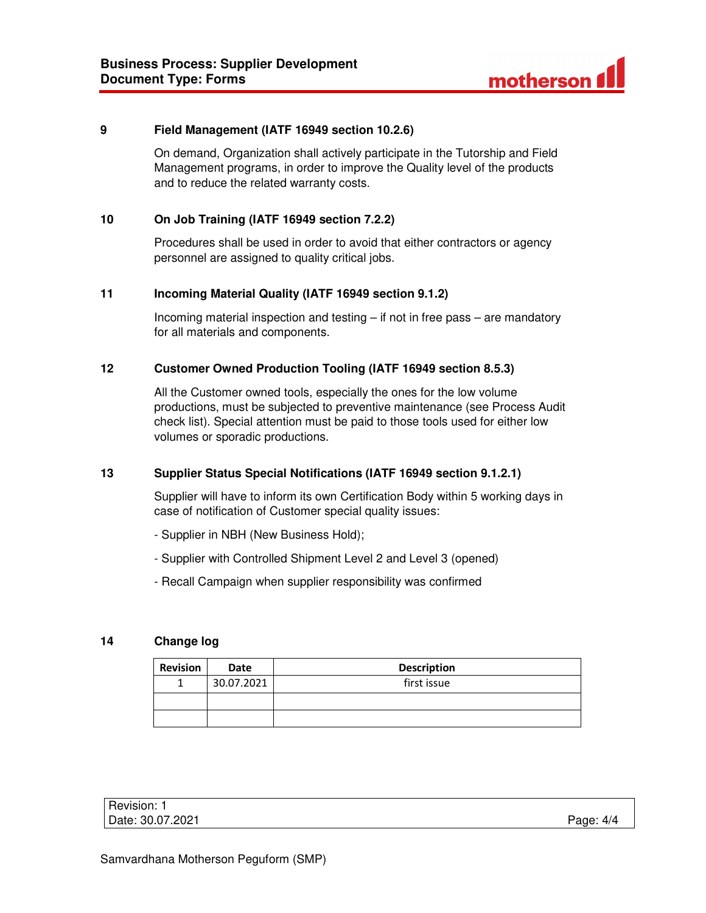## 9 Field Management (IATF 16949 section 10.2.6)

On demand, Organization shall actively participate in the Tutorship and Field Management programs, in order to improve the Quality level of the products and to reduce the related warranty costs.

## 10 On Job Training (IATF 16949 section 7.2.2)

Procedures shall be used in order to avoid that either contractors or agency personnel are assigned to quality critical jobs.

## 11 Incoming Material Quality (IATF 16949 section 9.1.2)

Incoming material inspection and testing – if not in free pass – are mandatory for all materials and components.

## 12 Customer Owned Production Tooling (IATF 16949 section 8.5.3)

All the Customer owned tools, especially the ones for the low volume productions, must be subjected to preventive maintenance (see Process Audit check list). Special attention must be paid to those tools used for either low volumes or sporadic productions.

## 13 Supplier Status Special Notifications (IATF 16949 section 9.1.2.1)

Supplier will have to inform its own Certification Body within 5 working days in case of notification of Customer special quality issues:

- Supplier in NBH (New Business Hold);
- Supplier with Controlled Shipment Level 2 and Level 3 (opened)
- Recall Campaign when supplier responsibility was confirmed

## 14 Change log

| Revision | Date | Description |
|---|---|---|
| 1 | 30.07.2021 | first issue |
| | | |
| | | |

Samvardhana Motherson Peguform (SMP)